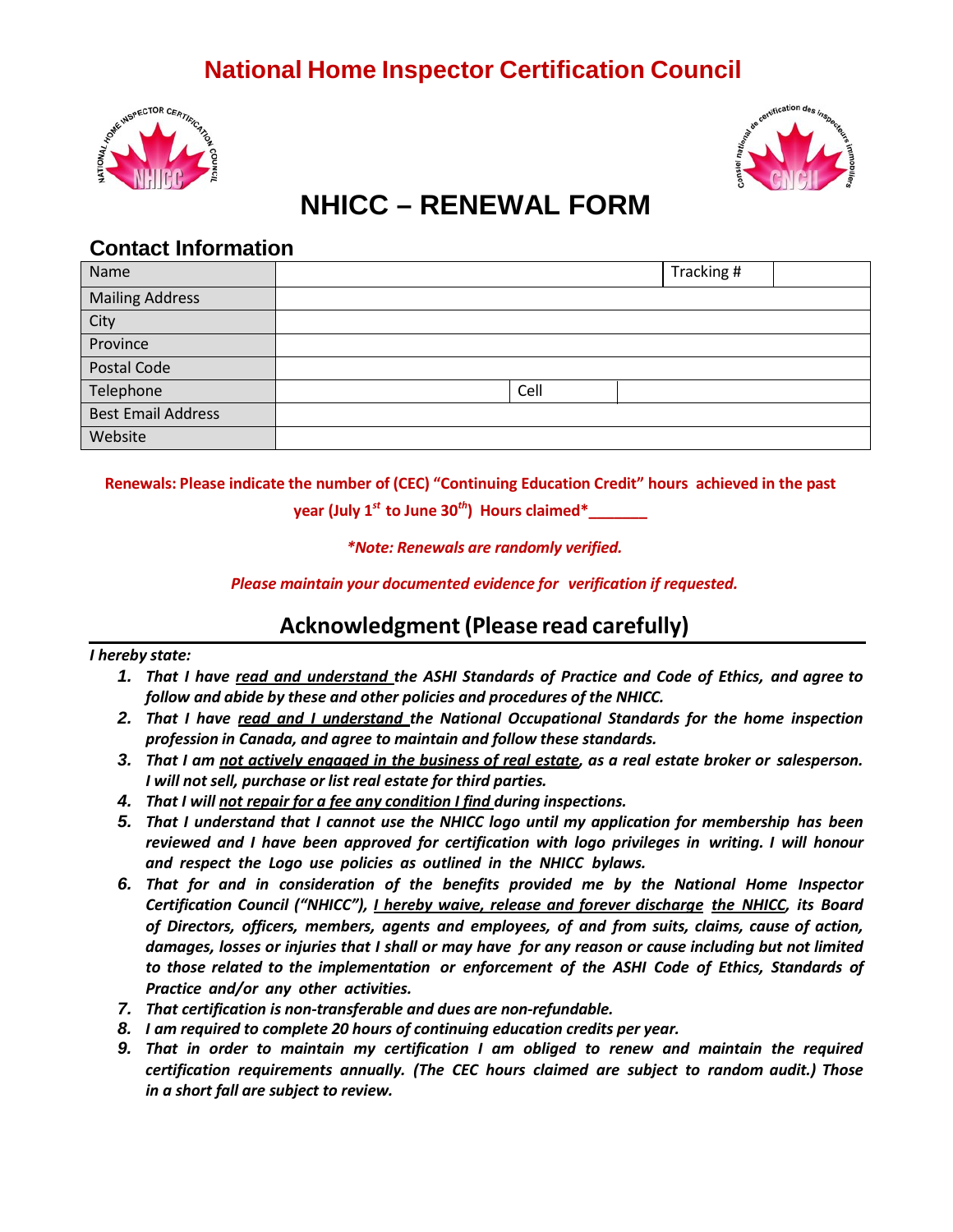# National Home Inspector Certification Council

# NHICC – RENEWAL FORM

## Contact Information

| Name | | Tracking # | |
|---|---|---|---|
| Mailing Address | | | |
| City | | | |
| Province | | | |
| Postal Code | | | |
| Telephone | | Cell | |
| Best Email Address | | | |
| Website | | | |

**Renewals: Please indicate the number of (CEC) "Continuing Education Credit" hours achieved in the past year (July 1st to June 30th) Hours claimed*_______**

***Note: Renewals are randomly verified.***

***Please maintain your documented evidence for verification if requested.***

## Acknowledgment (Please read carefully)

***I hereby state:***

1. ***That I have read and understand the ASHI Standards of Practice and Code of Ethics, and agree to follow and abide by these and other policies and procedures of the NHICC.***
2. ***That I have read and I understand the National Occupational Standards for the home inspection profession in Canada, and agree to maintain and follow these standards.***
3. ***That I am not actively engaged in the business of real estate, as a real estate broker or salesperson. I will not sell, purchase or list real estate for third parties.***
4. ***That I will not repair for a fee any condition I find during inspections.***
5. ***That I understand that I cannot use the NHICC logo until my application for membership has been reviewed and I have been approved for certification with logo privileges in writing. I will honour and respect the Logo use policies as outlined in the NHICC bylaws.***
6. ***That for and in consideration of the benefits provided me by the National Home Inspector Certification Council ("NHICC"), I hereby waive, release and forever discharge the NHICC, its Board of Directors, officers, members, agents and employees, of and from suits, claims, cause of action, damages, losses or injuries that I shall or may have for any reason or cause including but not limited to those related to the implementation or enforcement of the ASHI Code of Ethics, Standards of Practice and/or any other activities.***
7. ***That certification is non-transferable and dues are non-refundable.***
8. ***I am required to complete 20 hours of continuing education credits per year.***
9. ***That in order to maintain my certification I am obliged to renew and maintain the required certification requirements annually. (The CEC hours claimed are subject to random audit.) Those in a short fall are subject to review.***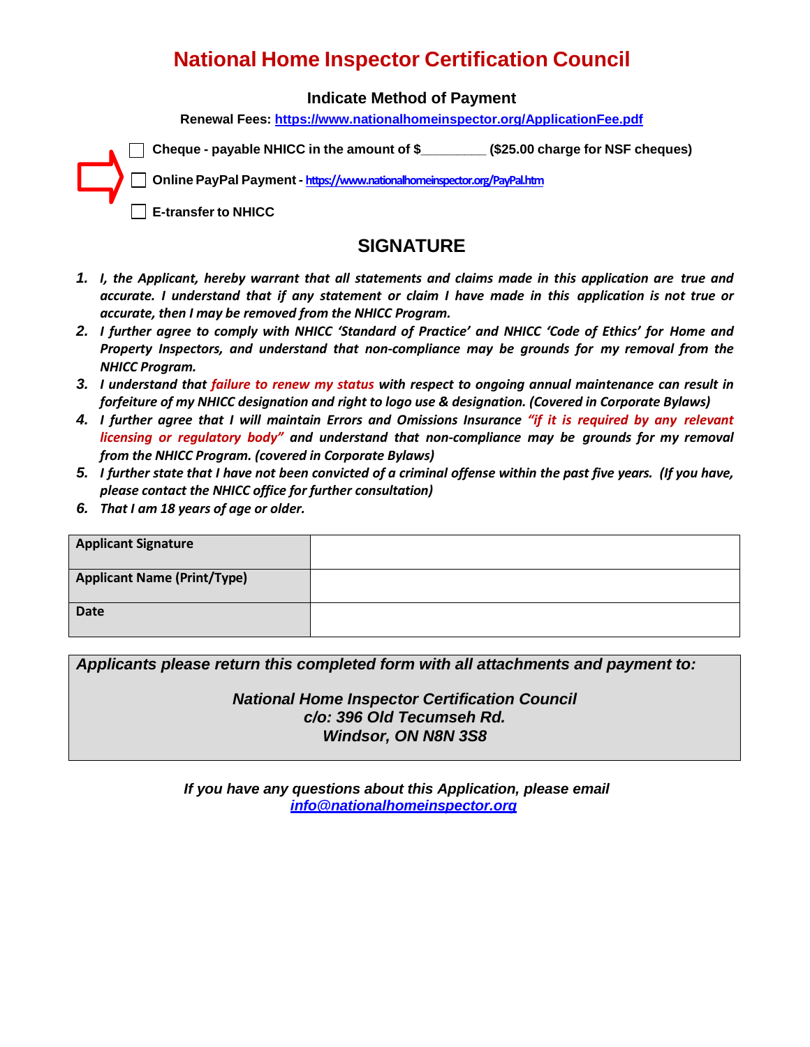# National Home Inspector Certification Council

## Indicate Method of Payment

**Renewal Fees: https://www.nationalhomeinspector.org/ApplicationFee.pdf**

- ☐ **Cheque - payable NHICC in the amount of $_________ ($25.00 charge for NSF cheques)**
- ☐ **Online PayPal Payment - https://www.nationalhomeinspector.org/PayPal.htm**
- ☐ **E-transfer to NHICC**

## SIGNATURE

1. ***I, the Applicant, hereby warrant that all statements and claims made in this application are true and accurate. I understand that if any statement or claim I have made in this application is not true or accurate, then I may be removed from the NHICC Program.***
2. ***I further agree to comply with NHICC 'Standard of Practice' and NHICC 'Code of Ethics' for Home and Property Inspectors, and understand that non-compliance may be grounds for my removal from the NHICC Program.***
3. ***I understand that failure to renew my status with respect to ongoing annual maintenance can result in forfeiture of my NHICC designation and right to logo use & designation. (Covered in Corporate Bylaws)***
4. ***I further agree that I will maintain Errors and Omissions Insurance "if it is required by any relevant licensing or regulatory body" and understand that non-compliance may be grounds for my removal from the NHICC Program. (covered in Corporate Bylaws)***
5. ***I further state that I have not been convicted of a criminal offense within the past five years. (If you have, please contact the NHICC office for further consultation)***
6. ***That I am 18 years of age or older.***

| | |
|---|---|
| **Applicant Signature** | |
| **Applicant Name (Print/Type)** | |
| **Date** | |

***Applicants please return this completed form with all attachments and payment to:***

***National Home Inspector Certification Council***
***c/o: 396 Old Tecumseh Rd.***
***Windsor, ON N8N 3S8***

***If you have any questions about this Application, please email info@nationalhomeinspector.org***